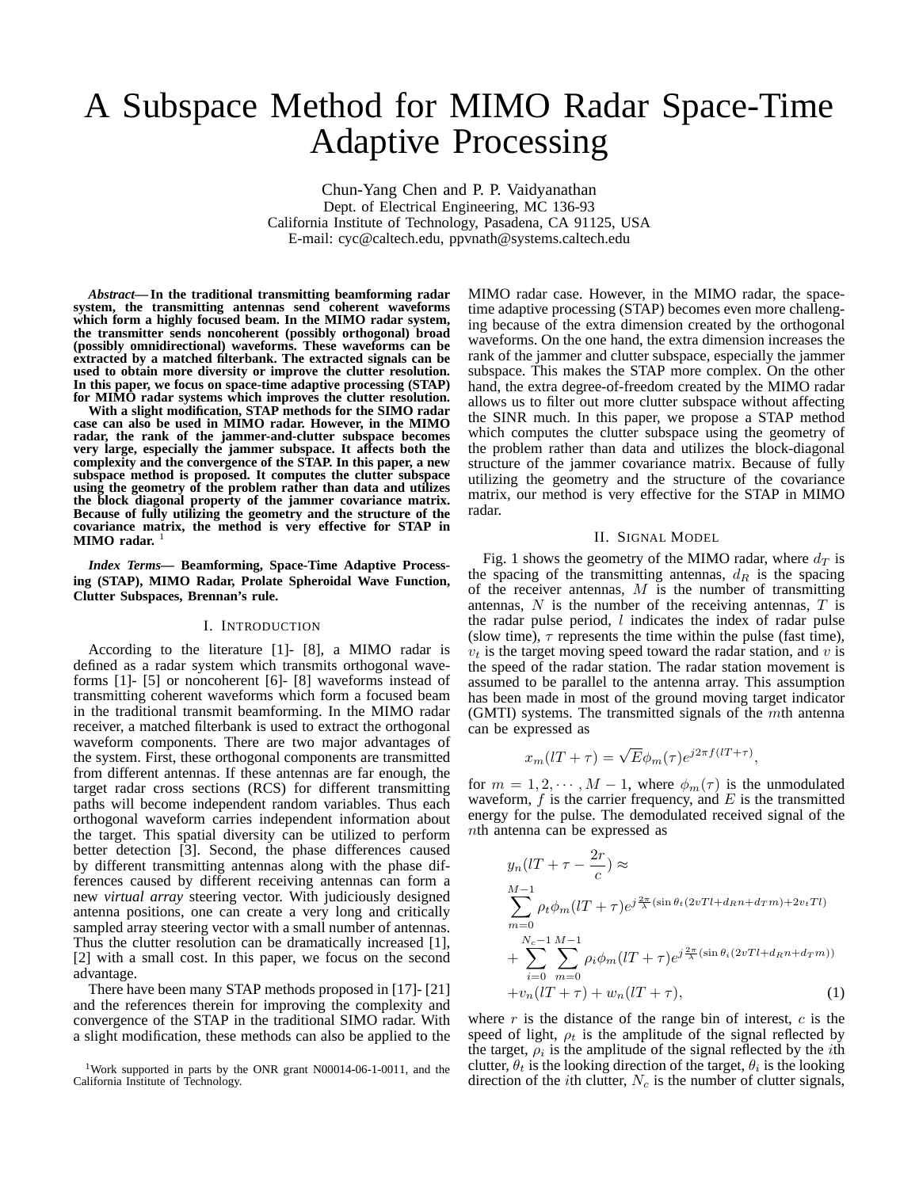# A Subspace Method for MIMO Radar Space-Time Adaptive Processing

Chun-Yang Chen and P. P. Vaidyanathan
Dept. of Electrical Engineering, MC 136-93
California Institute of Technology, Pasadena, CA 91125, USA
E-mail: cyc@caltech.edu, ppvnath@systems.caltech.edu

***Abstract*— In the traditional transmitting beamforming radar system, the transmitting antennas send coherent waveforms which form a highly focused beam. In the MIMO radar system, the transmitter sends noncoherent (possibly orthogonal) broad (possibly omnidirectional) waveforms. These waveforms can be extracted by a matched filterbank. The extracted signals can be used to obtain more diversity or improve the clutter resolution. In this paper, we focus on space-time adaptive processing (STAP) for MIMO radar systems which improves the clutter resolution.**

**With a slight modification, STAP methods for the SIMO radar case can also be used in MIMO radar. However, in the MIMO radar, the rank of the jammer-and-clutter subspace becomes very large, especially the jammer subspace. It affects both the complexity and the convergence of the STAP. In this paper, a new subspace method is proposed. It computes the clutter subspace using the geometry of the problem rather than data and utilizes the block diagonal property of the jammer covariance matrix. Because of fully utilizing the geometry and the structure of the covariance matrix, the method is very effective for STAP in MIMO radar.** [1]

***Index Terms*— Beamforming, Space-Time Adaptive Processing (STAP), MIMO Radar, Prolate Spheroidal Wave Function, Clutter Subspaces, Brennan's rule.**

## I. Introduction

According to the literature [1]- [8], a MIMO radar is defined as a radar system which transmits orthogonal waveforms [1]- [5] or noncoherent [6]- [8] waveforms instead of transmitting coherent waveforms which form a focused beam in the traditional transmit beamforming. In the MIMO radar receiver, a matched filterbank is used to extract the orthogonal waveform components. There are two major advantages of the system. First, these orthogonal components are transmitted from different antennas. If these antennas are far enough, the target radar cross sections (RCS) for different transmitting paths will become independent random variables. Thus each orthogonal waveform carries independent information about the target. This spatial diversity can be utilized to perform better detection [3]. Second, the phase differences caused by different transmitting antennas along with the phase differences caused by different receiving antennas can form a new *virtual array* steering vector. With judiciously designed antenna positions, one can create a very long and critically sampled array steering vector with a small number of antennas. Thus the clutter resolution can be dramatically increased [1], [2] with a small cost. In this paper, we focus on the second advantage.

There have been many STAP methods proposed in [17]- [21] and the references therein for improving the complexity and convergence of the STAP in the traditional SIMO radar. With a slight modification, these methods can also be applied to the MIMO radar case. However, in the MIMO radar, the space-time adaptive processing (STAP) becomes even more challenging because of the extra dimension created by the orthogonal waveforms. On the one hand, the extra dimension increases the rank of the jammer and clutter subspace, especially the jammer subspace. This makes the STAP more complex. On the other hand, the extra degree-of-freedom created by the MIMO radar allows us to filter out more clutter subspace without affecting the SINR much. In this paper, we propose a STAP method which computes the clutter subspace using the geometry of the problem rather than data and utilizes the block-diagonal structure of the jammer covariance matrix. Because of fully utilizing the geometry and the structure of the covariance matrix, our method is very effective for the STAP in MIMO radar.

[1]Work supported in parts by the ONR grant N00014-06-1-0011, and the California Institute of Technology.

## II. Signal Model

Fig. 1 shows the geometry of the MIMO radar, where $d_T$ is the spacing of the transmitting antennas, $d_R$ is the spacing of the receiver antennas, $M$ is the number of transmitting antennas, $N$ is the number of the receiving antennas, $T$ is the radar pulse period, $l$ indicates the index of radar pulse (slow time), $\tau$ represents the time within the pulse (fast time), $v_t$ is the target moving speed toward the radar station, and $v$ is the speed of the radar station. The radar station movement is assumed to be parallel to the antenna array. This assumption has been made in most of the ground moving target indicator (GMTI) systems. The transmitted signals of the $m$th antenna can be expressed as

$$x_m(lT+\tau) = \sqrt{E}\phi_m(\tau)e^{j2\pi f(lT+\tau)},$$

for $m = 1, 2, \cdots, M-1$, where $\phi_m(\tau)$ is the unmodulated waveform, $f$ is the carrier frequency, and $E$ is the transmitted energy for the pulse. The demodulated received signal of the $n$th antenna can be expressed as

$$\begin{aligned}
&y_n(lT+\tau-\frac{2r}{c}) \approx \\
&\sum_{m=0}^{M-1}\rho_t\phi_m(lT+\tau)e^{j\frac{2\pi}{\lambda}(\sin\theta_t(2vTl+d_Rn+d_Tm)+2v_tTl)} \\
&+\sum_{i=0}^{N_c-1}\sum_{m=0}^{M-1}\rho_i\phi_m(lT+\tau)e^{j\frac{2\pi}{\lambda}(\sin\theta_i(2vTl+d_Rn+d_Tm))} \\
&+v_n(lT+\tau)+w_n(lT+\tau),
\end{aligned} \tag{1}$$

where $r$ is the distance of the range bin of interest, $c$ is the speed of light, $\rho_t$ is the amplitude of the signal reflected by the target, $\rho_i$ is the amplitude of the signal reflected by the $i$th clutter, $\theta_t$ is the looking direction of the target, $\theta_i$ is the looking direction of the $i$th clutter, $N_c$ is the number of clutter signals,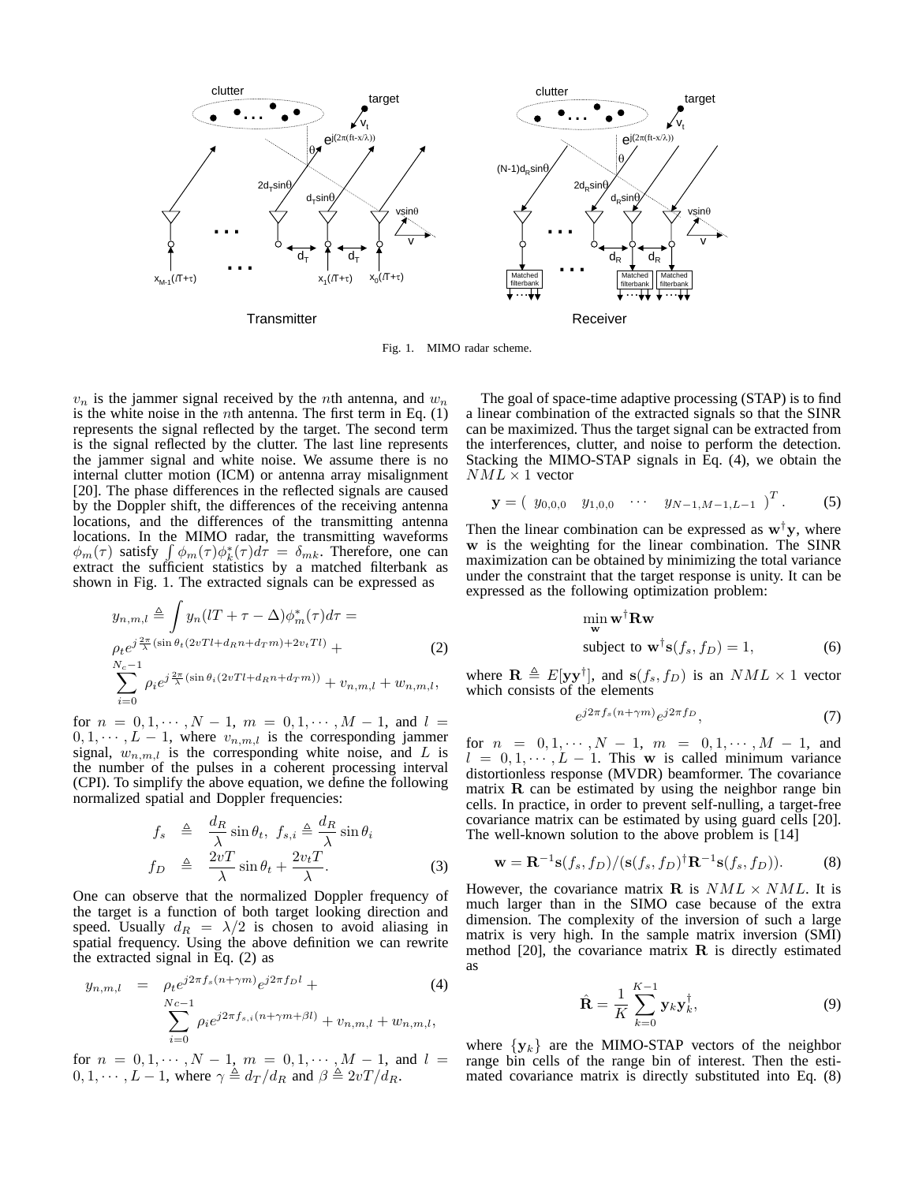Fig. 1. MIMO radar scheme.

$v_n$ is the jammer signal received by the $n$th antenna, and $w_n$ is the white noise in the $n$th antenna. The first term in Eq. (1) represents the signal reflected by the target. The second term is the signal reflected by the clutter. The last line represents the jammer signal and white noise. We assume there is no internal clutter motion (ICM) or antenna array misalignment [20]. The phase differences in the reflected signals are caused by the Doppler shift, the differences of the receiving antenna locations, and the differences of the transmitting antenna locations. In the MIMO radar, the transmitting waveforms $\phi_m(\tau)$ satisfy $\int \phi_m(\tau)\phi_k^*(\tau)d\tau = \delta_{mk}$. Therefore, one can extract the sufficient statistics by a matched filterbank as shown in Fig. 1. The extracted signals can be expressed as

$$
\begin{aligned}
& y_{n,m,l} \triangleq \int y_n(lT+\tau-\Delta)\phi_m^*(\tau)d\tau = \\
& \rho_t e^{j\frac{2\pi}{\lambda}(\sin\theta_t(2vTl+d_R n+d_T m)+2v_t Tl)} + \\
& \sum_{i=0}^{N_c-1} \rho_i e^{j\frac{2\pi}{\lambda}(\sin\theta_i(2vTl+d_R n+d_T m))} + v_{n,m,l} + w_{n,m,l},
\end{aligned}
\tag{2}
$$

for $n = 0,1,\cdots,N-1$, $m = 0,1,\cdots,M-1$, and $l = 0,1,\cdots,L-1$, where $v_{n,m,l}$ is the corresponding jammer signal, $w_{n,m,l}$ is the corresponding white noise, and $L$ is the number of the pulses in a coherent processing interval (CPI). To simplify the above equation, we define the following normalized spatial and Doppler frequencies:

$$
\begin{aligned}
f_s &\triangleq \frac{d_R}{\lambda}\sin\theta_t,\ f_{s,i} \triangleq \frac{d_R}{\lambda}\sin\theta_i \\
f_D &\triangleq \frac{2vT}{\lambda}\sin\theta_t + \frac{2v_t T}{\lambda}.
\end{aligned}
\tag{3}
$$

One can observe that the normalized Doppler frequency of the target is a function of both target looking direction and speed. Usually $d_R = \lambda/2$ is chosen to avoid aliasing in spatial frequency. Using the above definition we can rewrite the extracted signal in Eq. (2) as

$$
\begin{aligned}
y_{n,m,l} &= \rho_t e^{j2\pi f_s(n+\gamma m)} e^{j2\pi f_D l} + \\
& \sum_{i=0}^{Nc-1} \rho_i e^{j2\pi f_{s,i}(n+\gamma m+\beta l)} + v_{n,m,l} + w_{n,m,l},
\end{aligned}
\tag{4}
$$

for $n = 0,1,\cdots,N-1$, $m = 0,1,\cdots,M-1$, and $l = 0,1,\cdots,L-1$, where $\gamma \triangleq d_T/d_R$ and $\beta \triangleq 2vT/d_R$.

The goal of space-time adaptive processing (STAP) is to find a linear combination of the extracted signals so that the SINR can be maximized. Thus the target signal can be extracted from the interferences, clutter, and noise to perform the detection. Stacking the MIMO-STAP signals in Eq. (4), we obtain the $NML \times 1$ vector

$$
\mathbf{y} = \left(\ y_{0,0,0} \quad y_{1,0,0} \quad \cdots \quad y_{N-1,M-1,L-1}\ \right)^T. \tag{5}
$$

Then the linear combination can be expressed as $\mathbf{w}^\dagger\mathbf{y}$, where $\mathbf{w}$ is the weighting for the linear combination. The SINR maximization can be obtained by minimizing the total variance under the constraint that the target response is unity. It can be expressed as the following optimization problem:

$$
\begin{aligned}
& \min_{\mathbf{w}} \mathbf{w}^\dagger\mathbf{R}\mathbf{w} \\
& \text{subject to } \mathbf{w}^\dagger\mathbf{s}(f_s,f_D) = 1,
\end{aligned}
\tag{6}
$$

where $\mathbf{R} \triangleq E[\mathbf{y}\mathbf{y}^\dagger]$, and $\mathbf{s}(f_s,f_D)$ is an $NML \times 1$ vector which consists of the elements

$$
e^{j2\pi f_s(n+\gamma m)} e^{j2\pi f_D}, \tag{7}
$$

for $n = 0,1,\cdots,N-1$, $m = 0,1,\cdots,M-1$, and $l = 0,1,\cdots,L-1$. This $\mathbf{w}$ is called minimum variance distortionless response (MVDR) beamformer. The covariance matrix $\mathbf{R}$ can be estimated by using the neighbor range bin cells. In practice, in order to prevent self-nulling, a target-free covariance matrix can be estimated by using guard cells [20]. The well-known solution to the above problem is [14]

$$
\mathbf{w} = \mathbf{R}^{-1}\mathbf{s}(f_s,f_D)/(\mathbf{s}(f_s,f_D)^\dagger\mathbf{R}^{-1}\mathbf{s}(f_s,f_D)). \tag{8}
$$

However, the covariance matrix $\mathbf{R}$ is $NML \times NML$. It is much larger than in the SIMO case because of the extra dimension. The complexity of the inversion of such a large matrix is very high. In the sample matrix inversion (SMI) method [20], the covariance matrix $\mathbf{R}$ is directly estimated as

$$
\hat{\mathbf{R}} = \frac{1}{K}\sum_{k=0}^{K-1} \mathbf{y}_k\mathbf{y}_k^\dagger, \tag{9}
$$

where $\{\mathbf{y}_k\}$ are the MIMO-STAP vectors of the neighbor range bin cells of the range bin of interest. Then the estimated covariance matrix is directly substituted into Eq. (8)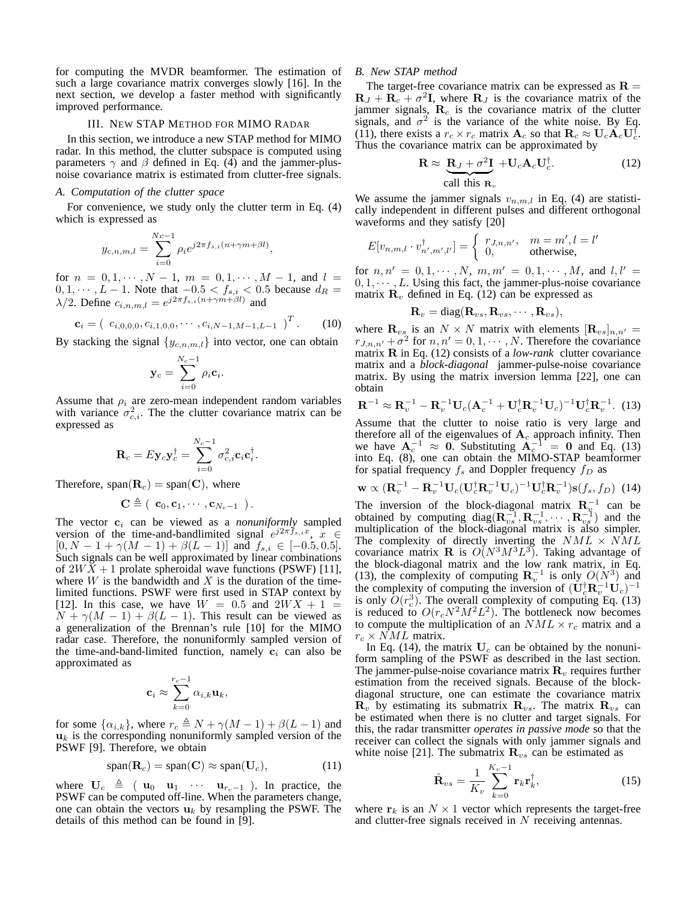for computing the MVDR beamformer. The estimation of such a large covariance matrix converges slowly [16]. In the next section, we develop a faster method with significantly improved performance.

## III. New STAP Method for MIMO Radar

In this section, we introduce a new STAP method for MIMO radar. In this method, the clutter subspace is computed using parameters $\gamma$ and $\beta$ defined in Eq. (4) and the jammer-plus-noise covariance matrix is estimated from clutter-free signals.

### A. Computation of the clutter space

For convenience, we study only the clutter term in Eq. (4) which is expressed as

$$y_{c,n,m,l} = \sum_{i=0}^{Nc-1} \rho_i e^{j2\pi f_{s,i}(n+\gamma m+\beta l)},$$

for $n = 0,1,\cdots,N-1$, $m = 0,1,\cdots,M-1$, and $l = 0,1,\cdots,L-1$. Note that $-0.5 < f_{s,i} < 0.5$ because $d_R = \lambda/2$. Define $c_{i,n,m,l} = e^{j2\pi f_{s,i}(n+\gamma m+\beta l)}$ and

$$\mathbf{c}_i = \left( \ c_{i,0,0,0}, c_{i,1,0,0}, \cdots, c_{i,N-1,M-1,L-1} \ \right)^T. \tag{10}$$

By stacking the signal $\{y_{c,n,m,l}\}$ into vector, one can obtain

$$\mathbf{y}_c = \sum_{i=0}^{N_c-1} \rho_i \mathbf{c}_i.$$

Assume that $\rho_i$ are zero-mean independent random variables with variance $\sigma_{c,i}^2$. The the clutter covariance matrix can be expressed as

$$\mathbf{R}_c = E\mathbf{y}_c\mathbf{y}_c^\dagger = \sum_{i=0}^{N_c-1} \sigma_{c,i}^2 \mathbf{c}_i\mathbf{c}_i^\dagger.$$

Therefore, $\text{span}(\mathbf{R}_c) = \text{span}(\mathbf{C})$, where

$$\mathbf{C} \triangleq \left( \ \mathbf{c}_0, \mathbf{c}_1, \cdots, \mathbf{c}_{N_c-1} \ \right).$$

The vector $\mathbf{c}_i$ can be viewed as a *nonuniformly* sampled version of the time-and-bandlimited signal $e^{j2\pi f_{s,i}x}$, $x \in [0, N-1+\gamma(M-1)+\beta(L-1)]$ and $f_{s,i} \in [-0.5, 0.5]$. Such signals can be well approximated by linear combinations of $2WX+1$ prolate spheroidal wave functions (PSWF) [11], where $W$ is the bandwidth and $X$ is the duration of the time-limited functions. PSWF were first used in STAP context by [12]. In this case, we have $W = 0.5$ and $2WX+1 = N+\gamma(M-1)+\beta(L-1)$. This result can be viewed as a generalization of the Brennan's rule [10] for the MIMO radar case. Therefore, the nonuniformly sampled version of the time-and-band-limited function, namely $\mathbf{c}_i$ can also be approximated as

$$\mathbf{c}_i \approx \sum_{k=0}^{r_c-1} \alpha_{i,k}\mathbf{u}_k,$$

for some $\{\alpha_{i,k}\}$, where $r_c \triangleq N+\gamma(M-1)+\beta(L-1)$ and $\mathbf{u}_k$ is the corresponding nonuniformly sampled version of the PSWF [9]. Therefore, we obtain

$$\text{span}(\mathbf{R}_c) = \text{span}(\mathbf{C}) \approx \text{span}(\mathbf{U}_c), \tag{11}$$

where $\mathbf{U}_c \triangleq \left( \ \mathbf{u}_0 \ \ \mathbf{u}_1 \ \ \cdots \ \ \mathbf{u}_{r_c-1} \ \right)$. In practice, the PSWF can be computed off-line. When the parameters change, one can obtain the vectors $\mathbf{u}_k$ by resampling the PSWF. The details of this method can be found in [9].

### B. New STAP method

The target-free covariance matrix can be expressed as $\mathbf{R} = \mathbf{R}_J + \mathbf{R}_c + \sigma^2\mathbf{I}$, where $\mathbf{R}_J$ is the covariance matrix of the jammer signals, $\mathbf{R}_c$ is the covariance matrix of the clutter signals, and $\sigma^2$ is the variance of the white noise. By Eq. (11), there exists a $r_c \times r_c$ matrix $\mathbf{A}_c$ so that $\mathbf{R}_c \approx \mathbf{U}_c\mathbf{A}_c\mathbf{U}_c^\dagger$. Thus the covariance matrix can be approximated by

$$\mathbf{R} \approx \underbrace{\mathbf{R}_J + \sigma^2\mathbf{I}}_{\text{call this } \mathbf{R}_v} + \mathbf{U}_c\mathbf{A}_c\mathbf{U}_c^\dagger. \tag{12}$$

We assume the jammer signals $v_{n,m,l}$ in Eq. (4) are statistically independent in different pulses and different orthogonal waveforms and they satisfy [20]

$$E[v_{n,m,l} \cdot v_{n',m',l'}^\dagger] = \begin{cases} r_{J,n,n'}, & m = m', l = l' \\ 0, & \text{otherwise,} \end{cases}$$

for $n, n' = 0,1,\cdots,N$, $m, m' = 0,1,\cdots,M$, and $l, l' = 0,1,\cdots,L$. Using this fact, the jammer-plus-noise covariance matrix $\mathbf{R}_v$ defined in Eq. (12) can be expressed as

$$\mathbf{R}_v = \text{diag}(\mathbf{R}_{vs}, \mathbf{R}_{vs}, \cdots, \mathbf{R}_{vs}),$$

where $\mathbf{R}_{vs}$ is an $N \times N$ matrix with elements $[\mathbf{R}_{vs}]_{n,n'} = r_{J,n,n'} + \sigma^2$ for $n, n' = 0,1,\cdots,N$. Therefore the covariance matrix $\mathbf{R}$ in Eq. (12) consists of a *low-rank* clutter covariance matrix and a *block-diagonal* jammer-pulse-noise covariance matrix. By using the matrix inversion lemma [22], one can obtain

$$\mathbf{R}^{-1} \approx \mathbf{R}_v^{-1} - \mathbf{R}_v^{-1}\mathbf{U}_c(\mathbf{A}_c^{-1} + \mathbf{U}_c^\dagger\mathbf{R}_v^{-1}\mathbf{U}_c)^{-1}\mathbf{U}_c^\dagger\mathbf{R}_v^{-1}. \tag{13}$$

Assume that the clutter to noise ratio is very large and therefore all of the eigenvalues of $\mathbf{A}_c$ approach infinity. Then we have $\mathbf{A}_c^{-1} \approx \mathbf{0}$. Substituting $\mathbf{A}_c^{-1} = \mathbf{0}$ and Eq. (13) into Eq. (8), one can obtain the MIMO-STAP beamformer for spatial frequency $f_s$ and Doppler frequency $f_D$ as

$$\mathbf{w} \propto (\mathbf{R}_v^{-1} - \mathbf{R}_v^{-1}\mathbf{U}_c(\mathbf{U}_c^\dagger\mathbf{R}_v^{-1}\mathbf{U}_c)^{-1}\mathbf{U}_c^\dagger\mathbf{R}_v^{-1})\mathbf{s}(f_s, f_D) \tag{14}$$

The inversion of the block-diagonal matrix $\mathbf{R}_v^{-1}$ can be obtained by computing $\text{diag}(\mathbf{R}_{vs}^{-1}, \mathbf{R}_{vs}^{-1}, \cdots, \mathbf{R}_{vs}^{-1})$ and the multiplication of the block-diagonal matrix is also simpler. The complexity of directly inverting the $NML \times NML$ covariance matrix $\mathbf{R}$ is $O(N^3M^3L^3)$. Taking advantage of the block-diagonal matrix and the low rank matrix, in Eq. (13), the complexity of computing $\mathbf{R}_v^{-1}$ is only $O(N^3)$ and the complexity of computing the inversion of $(\mathbf{U}_c^\dagger\mathbf{R}_v^{-1}\mathbf{U}_c)^{-1}$ is only $O(r_c^3)$. The overall complexity of computing Eq. (13) is reduced to $O(r_cN^2M^2L^2)$. The bottleneck now becomes to compute the multiplication of an $NML \times r_c$ matrix and a $r_c \times NML$ matrix.

In Eq. (14), the matrix $\mathbf{U}_c$ can be obtained by the nonuniform sampling of the PSWF as described in the last section. The jammer-pulse-noise covariance matrix $\mathbf{R}_v$ requires further estimation from the received signals. Because of the block-diagonal structure, one can estimate the covariance matrix $\mathbf{R}_v$ by estimating its submatrix $\mathbf{R}_{vs}$. The matrix $\mathbf{R}_{vs}$ can be estimated when there is no clutter and target signals. For this, the radar transmitter *operates in passive mode* so that the receiver can collect the signals with only jammer signals and white noise [21]. The submatrix $\mathbf{R}_{vs}$ can be estimated as

$$\hat{\mathbf{R}}_{vs} = \frac{1}{K_v}\sum_{k=0}^{K_v-1} \mathbf{r}_k\mathbf{r}_k^\dagger, \tag{15}$$

where $\mathbf{r}_k$ is an $N \times 1$ vector which represents the target-free and clutter-free signals received in $N$ receiving antennas.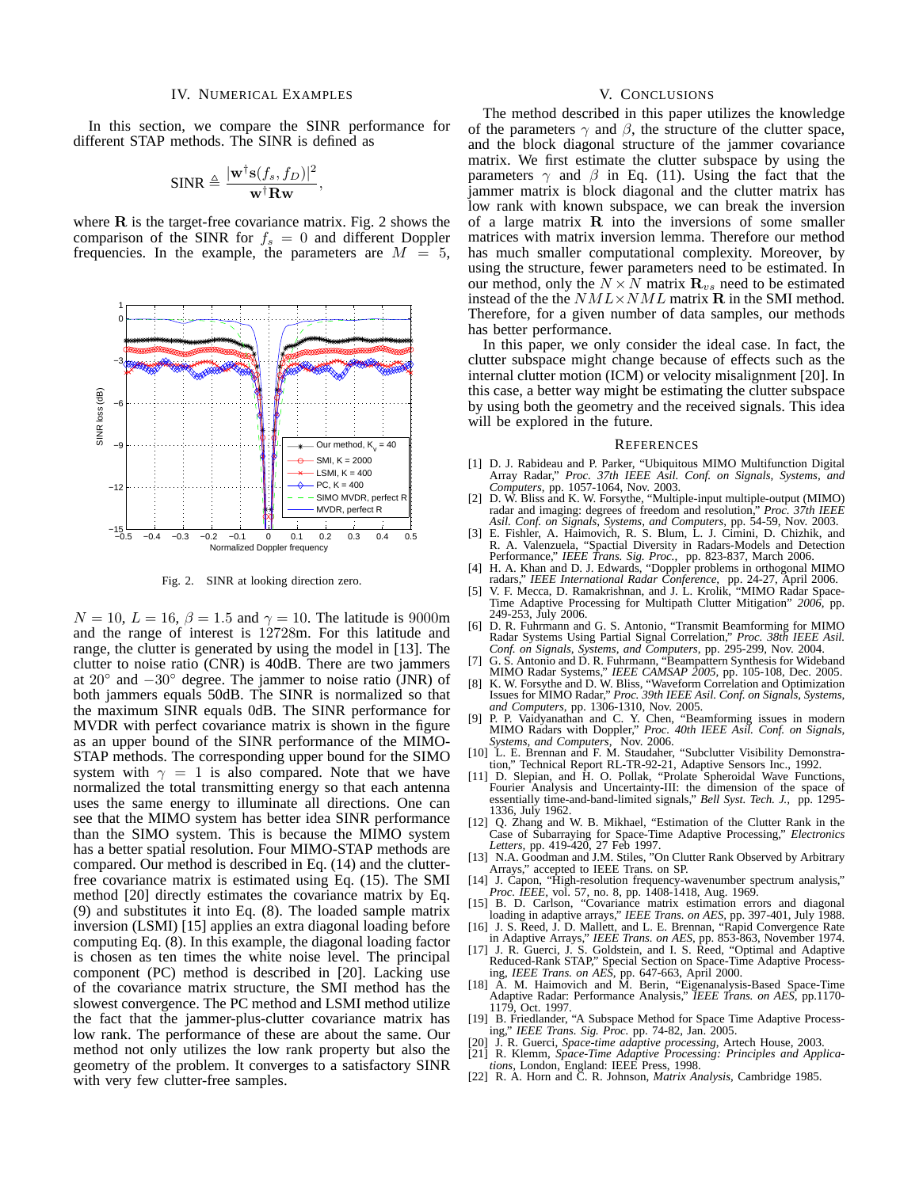## IV. Numerical Examples

In this section, we compare the SINR performance for different STAP methods. The SINR is defined as

$$\text{SINR} \triangleq \frac{|\mathbf{w}^\dagger \mathbf{s}(f_s, f_D)|^2}{\mathbf{w}^\dagger \mathbf{R} \mathbf{w}},$$

where $\mathbf{R}$ is the target-free covariance matrix. Fig. 2 shows the comparison of the SINR for $f_s = 0$ and different Doppler frequencies. In the example, the parameters are $M = 5$, $N = 10$, $L = 16$, $\beta = 1.5$ and $\gamma = 10$. The latitude is 9000m and the range of interest is 12728m. For this latitude and range, the clutter is generated by using the model in [13]. The clutter to noise ratio (CNR) is 40dB. There are two jammers at $20°$ and $-30°$ degree. The jammer to noise ratio (JNR) of both jammers equals 50dB. The SINR is normalized so that the maximum SINR equals 0dB. The SINR performance for MVDR with perfect covariance matrix is shown in the figure as an upper bound of the SINR performance of the MIMO-STAP methods. The corresponding upper bound for the SIMO system with $\gamma = 1$ is also compared. Note that we have normalized the total transmitting energy so that each antenna uses the same energy to illuminate all directions. One can see that the MIMO system has better idea SINR performance than the SIMO system. This is because the MIMO system has a better spatial resolution. Four MIMO-STAP methods are compared. Our method is described in Eq. (14) and the clutter-free covariance matrix is estimated using Eq. (15). The SMI method [20] directly estimates the covariance matrix by Eq. (9) and substitutes it into Eq. (8). The loaded sample matrix inversion (LSMI) [15] applies an extra diagonal loading before computing Eq. (8). In this example, the diagonal loading factor is chosen as ten times the white noise level. The principal component (PC) method is described in [20]. Lacking use of the covariance matrix structure, the SMI method has the slowest convergence. The PC method and LSMI method utilize the fact that the jammer-plus-clutter covariance matrix has low rank. The performance of these are about the same. Our method not only utilizes the low rank property but also the geometry of the problem. It converges to a satisfactory SINR with very few clutter-free samples.

SINR loss (dB)
1
0
−3
−6
−9
−12
−15
−0.5 −0.4 −0.3 −0.2 −0.1 0 0.1 0.2 0.3 0.4 0.5
Normalized Doppler frequency
Our method, $K_v$ = 40
SMI, K = 2000
LSMI, K = 400
PC, K = 400
SIMO MVDR, perfect R
MVDR, perfect R

Fig. 2. SINR at looking direction zero.

## V. Conclusions

The method described in this paper utilizes the knowledge of the parameters $\gamma$ and $\beta$, the structure of the clutter space, and the block diagonal structure of the jammer covariance matrix. We first estimate the clutter subspace by using the parameters $\gamma$ and $\beta$ in Eq. (11). Using the fact that the jammer matrix is block diagonal and the clutter matrix has low rank with known subspace, we can break the inversion of a large matrix $\mathbf{R}$ into the inversions of some smaller matrices with matrix inversion lemma. Therefore our method has much smaller computational complexity. Moreover, by using the structure, fewer parameters need to be estimated. In our method, only the $N \times N$ matrix $\mathbf{R}_{vs}$ need to be estimated instead of the the $NML \times NML$ matrix $\mathbf{R}$ in the SMI method. Therefore, for a given number of data samples, our methods has better performance.

In this paper, we only consider the ideal case. In fact, the clutter subspace might change because of effects such as the internal clutter motion (ICM) or velocity misalignment [20]. In this case, a better way might be estimating the clutter subspace by using both the geometry and the received signals. This idea will be explored in the future.

## References

[1] D. J. Rabideau and P. Parker, "Ubiquitous MIMO Multifunction Digital Array Radar," *Proc. 37th IEEE Asil. Conf. on Signals, Systems, and Computers,* pp. 1057-1064, Nov. 2003.

[2] D. W. Bliss and K. W. Forsythe, "Multiple-input multiple-output (MIMO) radar and imaging: degrees of freedom and resolution," *Proc. 37th IEEE Asil. Conf. on Signals, Systems, and Computers,* pp. 54-59, Nov. 2003.

[3] E. Fishler, A. Haimovich, R. S. Blum, L. J. Cimini, D. Chizhik, and R. A. Valenzuela, "Spactial Diversity in Radars-Models and Detection Performance," *IEEE Trans. Sig. Proc.,* pp. 823-837, March 2006.

[4] H. A. Khan and D. J. Edwards, "Doppler problems in orthogonal MIMO radars," *IEEE International Radar Conference,* pp. 24-27, April 2006.

[5] V. F. Mecca, D. Ramakrishnan, and J. L. Krolik, "MIMO Radar Space-Time Adaptive Processing for Multipath Clutter Mitigation" *2006,* pp. 249-253, July 2006.

[6] D. R. Fuhrmann and G. S. Antonio, "Transmit Beamforming for MIMO Radar Systems Using Partial Signal Correlation," *Proc. 38th IEEE Asil. Conf. on Signals, Systems, and Computers,* pp. 295-299, Nov. 2004.

[7] G. S. Antonio and D. R. Fuhrmann, "Beampattern Synthesis for Wideband MIMO Radar Systems," *IEEE CAMSAP 2005,* pp. 105-108, Dec. 2005.

[8] K. W. Forsythe and D. W. Bliss, "Waveform Correlation and Optimization Issues for MIMO Radar," *Proc. 39th IEEE Asil. Conf. on Signals, Systems, and Computers,* pp. 1306-1310, Nov. 2005.

[9] P. P. Vaidyanathan and C. Y. Chen, "Beamforming issues in modern MIMO Radars with Doppler," *Proc. 40th IEEE Asil. Conf. on Signals, Systems, and Computers,* Nov. 2006.

[10] L. E. Brennan and F. M. Staudaher, "Subclutter Visibility Demonstration," Technical Report RL-TR-92-21, Adaptive Sensors Inc., 1992.

[11] D. Slepian, and H. O. Pollak, "Prolate Spheroidal Wave Functions, Fourier Analysis and Uncertainty-III: the dimension of the space of essentially time-and-band-limited signals," *Bell Syst. Tech. J.,* pp. 1295-1336, July 1962.

[12] Q. Zhang and W. B. Mikhael, "Estimation of the Clutter Rank in the Case of Subarraying for Space-Time Adaptive Processing," *Electronics Letters,* pp. 419-420, 27 Feb 1997.

[13] N.A. Goodman and J.M. Stiles, "On Clutter Rank Observed by Arbitrary Arrays," accepted to IEEE Trans. on SP.

[14] J. Capon, "High-resolution frequency-wavenumber spectrum analysis," *Proc. IEEE,* vol. 57, no. 8, pp. 1408-1418, Aug. 1969.

[15] B. D. Carlson, "Covariance matrix estimation errors and diagonal loading in adaptive arrays," *IEEE Trans. on AES,* pp. 397-401, July 1988.

[16] J. S. Reed, J. D. Mallett, and L. E. Brennan, "Rapid Convergence Rate in Adaptive Arrays," *IEEE Trans. on AES,* pp. 853-863, November 1974.

[17] J. R. Guerci, J. S. Goldstein, and I. S. Reed, "Optimal and Adaptive Reduced-Rank STAP," Special Section on Space-Time Adaptive Processing, *IEEE Trans. on AES,* pp. 647-663, April 2000.

[18] A. M. Haimovich and M. Berin, "Eigenanalysis-Based Space-Time Adaptive Radar: Performance Analysis," *IEEE Trans. on AES,* pp.1170-1179, Oct. 1997.

[19] B. Friedlander, "A Subspace Method for Space Time Adaptive Processing," *IEEE Trans. Sig. Proc.* pp. 74-82, Jan. 2005.

[20] J. R. Guerci, *Space-time adaptive processing,* Artech House, 2003.

[21] R. Klemm, *Space-Time Adaptive Processing: Principles and Applications,* London, England: IEEE Press, 1998.

[22] R. A. Horn and C. R. Johnson, *Matrix Analysis,* Cambridge 1985.